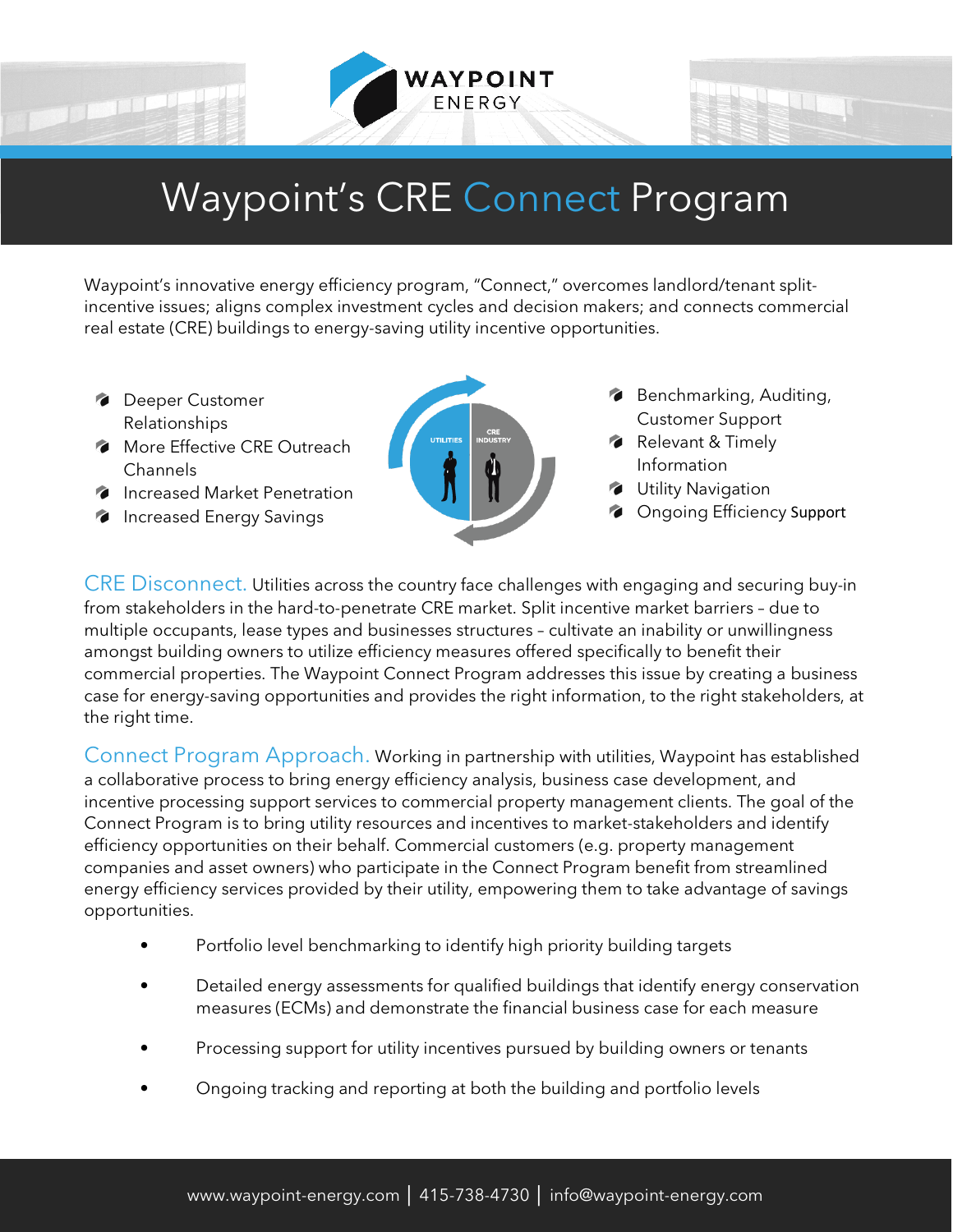# Waypoint's CRE Connect Program

Waypoint's innovative energy efficiency program, "Connect," overcomes landlord/tenant split-incentive issues; aligns complex investment cycles and decision makers; and connects commercial real estate (CRE) buildings to energy-saving utility incentive opportunities.

- Deeper Customer Relationships
- More Effective CRE Outreach Channels
- Increased Market Penetration
- Increased Energy Savings

- Benchmarking, Auditing, Customer Support
- Relevant & Timely Information
- Utility Navigation
- Ongoing Efficiency Support

**CRE Disconnect.** Utilities across the country face challenges with engaging and securing buy-in from stakeholders in the hard-to-penetrate CRE market. Split incentive market barriers – due to multiple occupants, lease types and businesses structures – cultivate an inability or unwillingness amongst building owners to utilize efficiency measures offered specifically to benefit their commercial properties. The Waypoint Connect Program addresses this issue by creating a business case for energy-saving opportunities and provides the right information, to the right stakeholders, at the right time.

**Connect Program Approach.** Working in partnership with utilities, Waypoint has established a collaborative process to bring energy efficiency analysis, business case development, and incentive processing support services to commercial property management clients. The goal of the Connect Program is to bring utility resources and incentives to market-stakeholders and identify efficiency opportunities on their behalf. Commercial customers (e.g. property management companies and asset owners) who participate in the Connect Program benefit from streamlined energy efficiency services provided by their utility, empowering them to take advantage of savings opportunities.

- Portfolio level benchmarking to identify high priority building targets
- Detailed energy assessments for qualified buildings that identify energy conservation measures (ECMs) and demonstrate the financial business case for each measure
- Processing support for utility incentives pursued by building owners or tenants
- Ongoing tracking and reporting at both the building and portfolio levels

www.waypoint-energy.com | 415-738-4730 | info@waypoint-energy.com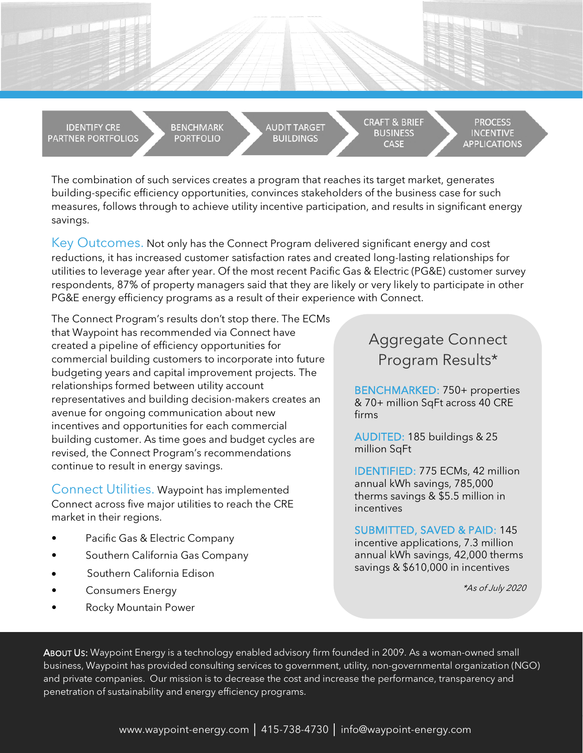IDENTIFY CRE PARTNER PORTFOLIOS → BENCHMARK PORTFOLIO → AUDIT TARGET BUILDINGS → CRAFT & BRIEF BUSINESS CASE → PROCESS INCENTIVE APPLICATIONS

The combination of such services creates a program that reaches its target market, generates building-specific efficiency opportunities, convinces stakeholders of the business case for such measures, follows through to achieve utility incentive participation, and results in significant energy savings.

**Key Outcomes.** Not only has the Connect Program delivered significant energy and cost reductions, it has increased customer satisfaction rates and created long-lasting relationships for utilities to leverage year after year. Of the most recent Pacific Gas & Electric (PG&E) customer survey respondents, 87% of property managers said that they are likely or very likely to participate in other PG&E energy efficiency programs as a result of their experience with Connect.

The Connect Program's results don't stop there. The ECMs that Waypoint has recommended via Connect have created a pipeline of efficiency opportunities for commercial building customers to incorporate into future budgeting years and capital improvement projects. The relationships formed between utility account representatives and building decision-makers creates an avenue for ongoing communication about new incentives and opportunities for each commercial building customer. As time goes and budget cycles are revised, the Connect Program's recommendations continue to result in energy savings.

**Connect Utilities.** Waypoint has implemented Connect across five major utilities to reach the CRE market in their regions.

- Pacific Gas & Electric Company
- Southern California Gas Company
- Southern California Edison
- Consumers Energy
- Rocky Mountain Power

## Aggregate Connect Program Results*

**BENCHMARKED:** 750+ properties & 70+ million SqFt across 40 CRE firms

**AUDITED:** 185 buildings & 25 million SqFt

**IDENTIFIED:** 775 ECMs, 42 million annual kWh savings, 785,000 therms savings & $5.5 million in incentives

**SUBMITTED, SAVED & PAID:** 145 incentive applications, 7.3 million annual kWh savings, 42,000 therms savings & $610,000 in incentives

*\*As of July 2020*

**ABOUT US:** Waypoint Energy is a technology enabled advisory firm founded in 2009. As a woman-owned small business, Waypoint has provided consulting services to government, utility, non-governmental organization (NGO) and private companies. Our mission is to decrease the cost and increase the performance, transparency and penetration of sustainability and energy efficiency programs.

www.waypoint-energy.com | 415-738-4730 | info@waypoint-energy.com